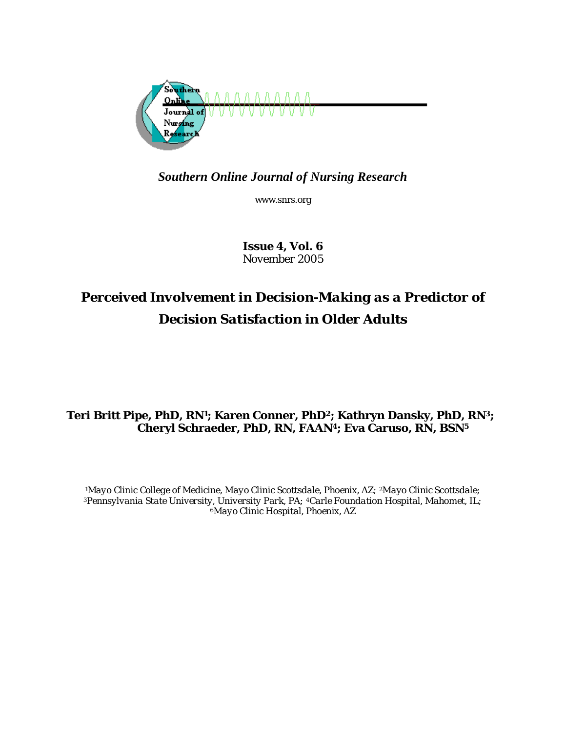*Southern Online Journal of Nursing Research*

www.snrs.org

**Issue 4, Vol. 6**
November 2005

# Perceived Involvement in Decision-Making as a Predictor of Decision Satisfaction in Older Adults

**Teri Britt Pipe, PhD, RN[1]; Karen Conner, PhD[2]; Kathryn Dansky, PhD, RN[3]; Cheryl Schraeder, PhD, RN, FAAN[4]; Eva Caruso, RN, BSN[5]**

[1]*Mayo Clinic College of Medicine, Mayo Clinic Scottsdale, Phoenix, AZ;* [2]*Mayo Clinic Scottsdale;* [3]*Pennsylvania State University, University Park, PA;* [4]*Carle Foundation Hospital, Mahomet, IL;* [6]*Mayo Clinic Hospital, Phoenix, AZ*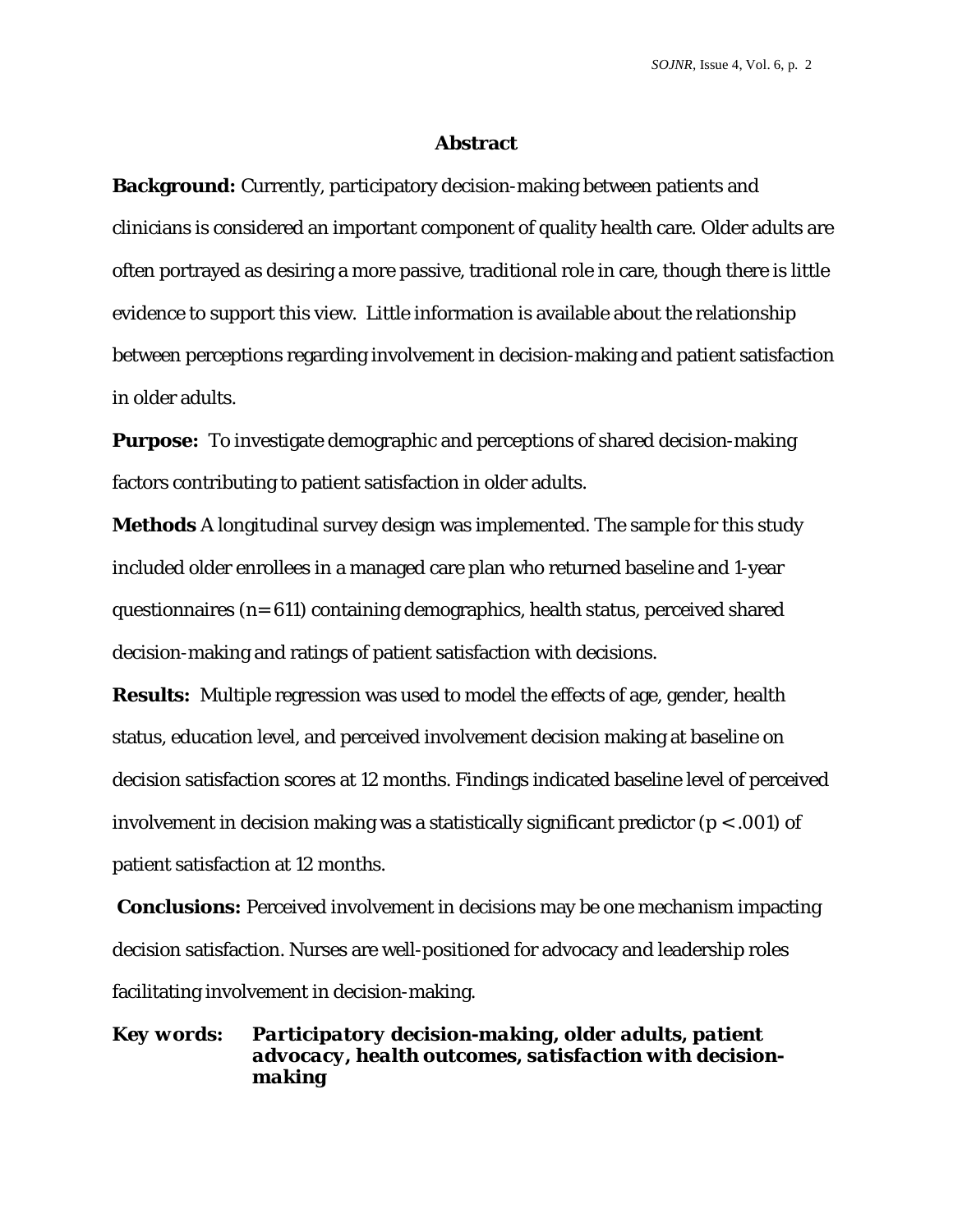## Abstract

**Background:** Currently, participatory decision-making between patients and clinicians is considered an important component of quality health care. Older adults are often portrayed as desiring a more passive, traditional role in care, though there is little evidence to support this view. Little information is available about the relationship between perceptions regarding involvement in decision-making and patient satisfaction in older adults.

**Purpose:** To investigate demographic and perceptions of shared decision-making factors contributing to patient satisfaction in older adults.

**Methods** A longitudinal survey design was implemented. The sample for this study included older enrollees in a managed care plan who returned baseline and 1-year questionnaires ($n= 611$) containing demographics, health status, perceived shared decision-making and ratings of patient satisfaction with decisions.

**Results:** Multiple regression was used to model the effects of age, gender, health status, education level, and perceived involvement decision making at baseline on decision satisfaction scores at 12 months. Findings indicated baseline level of perceived involvement in decision making was a statistically significant predictor ($p < .001$) of patient satisfaction at 12 months.

**Conclusions:** Perceived involvement in decisions may be one mechanism impacting decision satisfaction. Nurses are well-positioned for advocacy and leadership roles facilitating involvement in decision-making.

**Key words:** ***Participatory decision-making, older adults, patient advocacy, health outcomes, satisfaction with decision-making***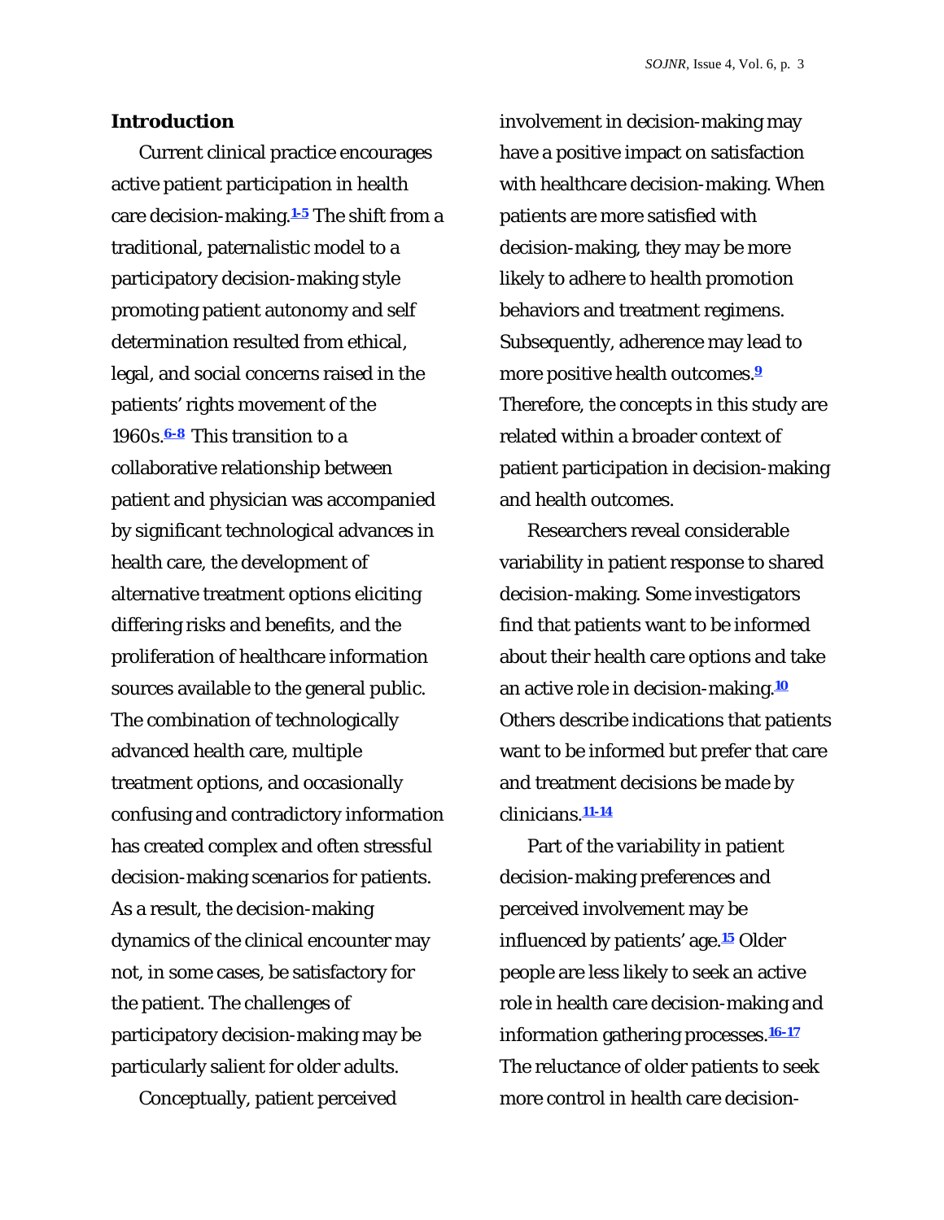## Introduction

Current clinical practice encourages active patient participation in health care decision-making.[1-5] The shift from a traditional, paternalistic model to a participatory decision-making style promoting patient autonomy and self determination resulted from ethical, legal, and social concerns raised in the patients' rights movement of the 1960s.[6-8] This transition to a collaborative relationship between patient and physician was accompanied by significant technological advances in health care, the development of alternative treatment options eliciting differing risks and benefits, and the proliferation of healthcare information sources available to the general public. The combination of technologically advanced health care, multiple treatment options, and occasionally confusing and contradictory information has created complex and often stressful decision-making scenarios for patients. As a result, the decision-making dynamics of the clinical encounter may not, in some cases, be satisfactory for the patient. The challenges of participatory decision-making may be particularly salient for older adults.

Conceptually, patient perceived involvement in decision-making may have a positive impact on satisfaction with healthcare decision-making. When patients are more satisfied with decision-making, they may be more likely to adhere to health promotion behaviors and treatment regimens. Subsequently, adherence may lead to more positive health outcomes.[9] Therefore, the concepts in this study are related within a broader context of patient participation in decision-making and health outcomes.

Researchers reveal considerable variability in patient response to shared decision-making. Some investigators find that patients want to be informed about their health care options and take an active role in decision-making.[10] Others describe indications that patients want to be informed but prefer that care and treatment decisions be made by clinicians.[11-14]

Part of the variability in patient decision-making preferences and perceived involvement may be influenced by patients' age.[15] Older people are less likely to seek an active role in health care decision-making and information gathering processes.[16-17] The reluctance of older patients to seek more control in health care decision-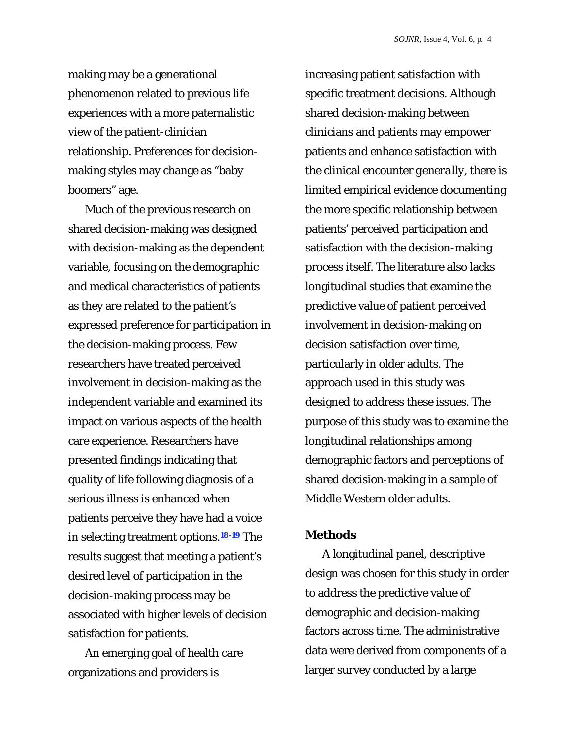making may be a generational phenomenon related to previous life experiences with a more paternalistic view of the patient-clinician relationship. Preferences for decision-making styles may change as "baby boomers" age.

Much of the previous research on shared decision-making was designed with decision-making as the dependent variable, focusing on the demographic and medical characteristics of patients as they are related to the patient's expressed preference for participation in the decision-making process. Few researchers have treated perceived involvement in decision-making as the independent variable and examined its impact on various aspects of the health care experience. Researchers have presented findings indicating that quality of life following diagnosis of a serious illness is enhanced when patients perceive they have had a voice in selecting treatment options.[18-19] The results suggest that meeting a patient's desired level of participation in the decision-making process may be associated with higher levels of decision satisfaction for patients.

An emerging goal of health care organizations and providers is increasing patient satisfaction with specific treatment decisions. Although shared decision-making between clinicians and patients may empower patients and enhance satisfaction with the clinical encounter *generally*, there is limited empirical evidence documenting the more specific relationship between patients' perceived participation and satisfaction with the decision-making process itself. The literature also lacks longitudinal studies that examine the predictive value of patient perceived involvement in decision-making on decision satisfaction over time, particularly in older adults. The approach used in this study was designed to address these issues. The purpose of this study was to examine the longitudinal relationships among demographic factors and perceptions of shared decision-making in a sample of Middle Western older adults.

## Methods

A longitudinal panel, descriptive design was chosen for this study in order to address the predictive value of demographic and decision-making factors across time. The administrative data were derived from components of a larger survey conducted by a large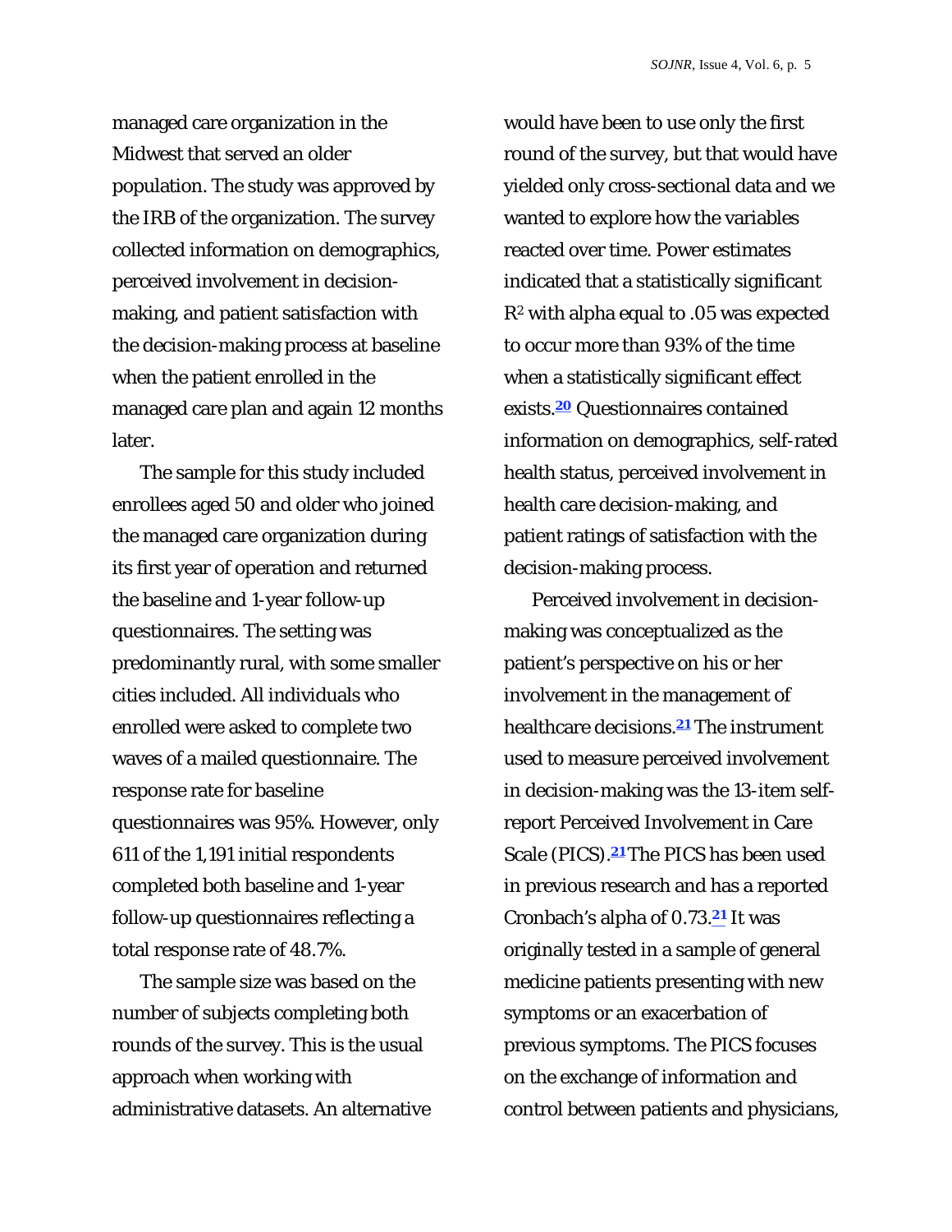managed care organization in the Midwest that served an older population. The study was approved by the IRB of the organization. The survey collected information on demographics, perceived involvement in decision-making, and patient satisfaction with the decision-making process at baseline when the patient enrolled in the managed care plan and again 12 months later.

The sample for this study included enrollees aged 50 and older who joined the managed care organization during its first year of operation and returned the baseline and 1-year follow-up questionnaires. The setting was predominantly rural, with some smaller cities included. All individuals who enrolled were asked to complete two waves of a mailed questionnaire. The response rate for baseline questionnaires was 95%. However, only 611 of the 1,191 initial respondents completed both baseline and 1-year follow-up questionnaires reflecting a total response rate of 48.7%.

The sample size was based on the number of subjects completing both rounds of the survey. This is the usual approach when working with administrative datasets. An alternative would have been to use only the first round of the survey, but that would have yielded only cross-sectional data and we wanted to explore how the variables reacted over time. Power estimates indicated that a statistically significant $R^2$ with alpha equal to .05 was expected to occur more than 93% of the time when a statistically significant effect exists.[20] Questionnaires contained information on demographics, self-rated health status, perceived involvement in health care decision-making, and patient ratings of satisfaction with the decision-making process.

Perceived involvement in decision-making was conceptualized as the patient's perspective on his or her involvement in the management of healthcare decisions.[21] The instrument used to measure perceived involvement in decision-making was the 13-item self-report Perceived Involvement in Care Scale (PICS).[21] The PICS has been used in previous research and has a reported Cronbach's alpha of 0.73.[21] It was originally tested in a sample of general medicine patients presenting with new symptoms or an exacerbation of previous symptoms. The PICS focuses on the exchange of information and control between patients and physicians,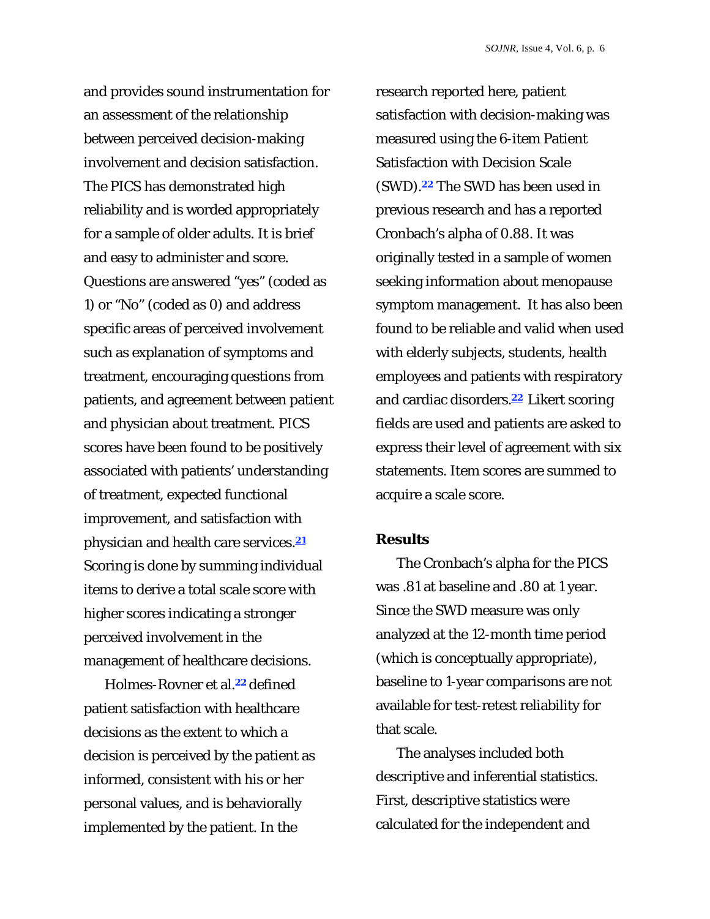and provides sound instrumentation for an assessment of the relationship between perceived decision-making involvement and decision satisfaction. The PICS has demonstrated high reliability and is worded appropriately for a sample of older adults. It is brief and easy to administer and score. Questions are answered "yes" (coded as 1) or "No" (coded as 0) and address specific areas of perceived involvement such as explanation of symptoms and treatment, encouraging questions from patients, and agreement between patient and physician about treatment. PICS scores have been found to be positively associated with patients' understanding of treatment, expected functional improvement, and satisfaction with physician and health care services.[21] Scoring is done by summing individual items to derive a total scale score with higher scores indicating a stronger perceived involvement in the management of healthcare decisions.

Holmes-Rovner et al.[22] defined patient satisfaction with healthcare decisions as the extent to which a decision is perceived by the patient as informed, consistent with his or her personal values, and is behaviorally implemented by the patient. In the research reported here, patient satisfaction with decision-making was measured using the 6-item Patient Satisfaction with Decision Scale (SWD).[22] The SWD has been used in previous research and has a reported Cronbach's alpha of 0.88. It was originally tested in a sample of women seeking information about menopause symptom management. It has also been found to be reliable and valid when used with elderly subjects, students, health employees and patients with respiratory and cardiac disorders.[22] Likert scoring fields are used and patients are asked to express their level of agreement with six statements. Item scores are summed to acquire a scale score.

## Results

The Cronbach's alpha for the PICS was .81 at baseline and .80 at 1 year. Since the SWD measure was only analyzed at the 12-month time period (which is conceptually appropriate), baseline to 1-year comparisons are not available for test-retest reliability for that scale.

The analyses included both descriptive and inferential statistics. First, descriptive statistics were calculated for the independent and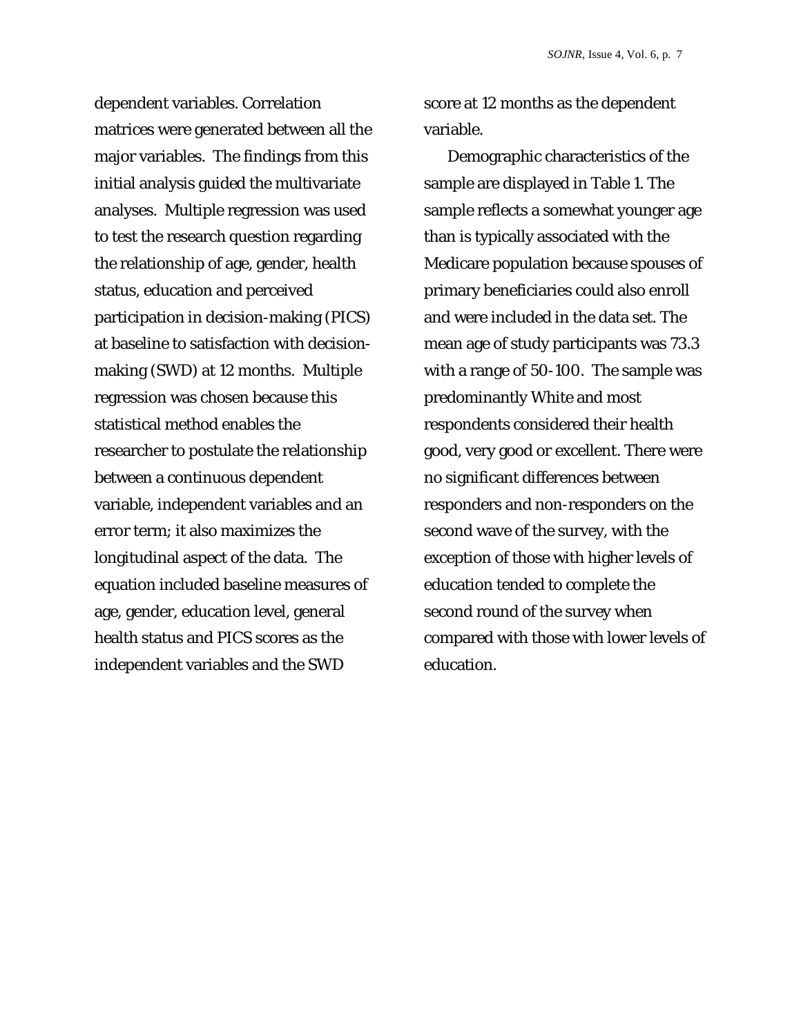dependent variables. Correlation matrices were generated between all the major variables. The findings from this initial analysis guided the multivariate analyses. Multiple regression was used to test the research question regarding the relationship of age, gender, health status, education and perceived participation in decision-making (PICS) at baseline to satisfaction with decision-making (SWD) at 12 months. Multiple regression was chosen because this statistical method enables the researcher to postulate the relationship between a continuous dependent variable, independent variables and an error term; it also maximizes the longitudinal aspect of the data. The equation included baseline measures of age, gender, education level, general health status and PICS scores as the independent variables and the SWD score at 12 months as the dependent variable.

Demographic characteristics of the sample are displayed in Table 1. The sample reflects a somewhat younger age than is typically associated with the Medicare population because spouses of primary beneficiaries could also enroll and were included in the data set. The mean age of study participants was 73.3 with a range of 50-100. The sample was predominantly White and most respondents considered their health good, very good or excellent. There were no significant differences between responders and non-responders on the second wave of the survey, with the exception of those with higher levels of education tended to complete the second round of the survey when compared with those with lower levels of education.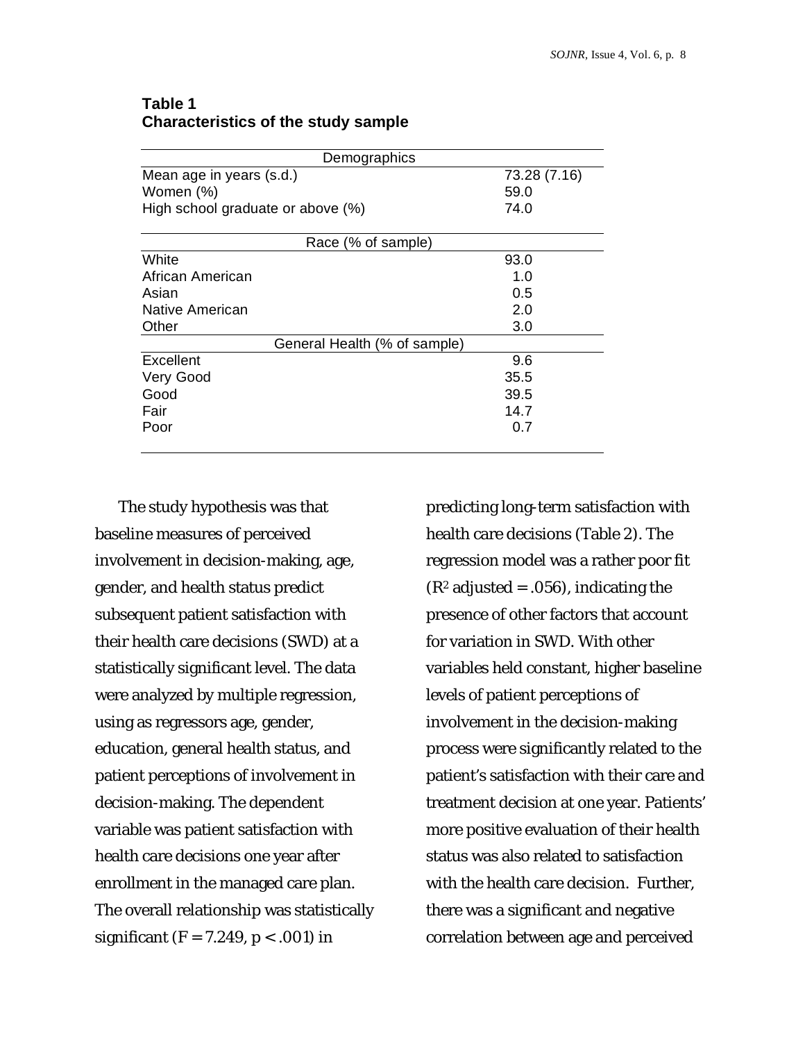**Table 1**
**Characteristics of the study sample**

| Demographics | |
|---|---|
| Mean age in years (s.d.) | 73.28 (7.16) |
| Women (%) | 59.0 |
| High school graduate or above (%) | 74.0 |
| **Race (% of sample)** | |
| White | 93.0 |
| African American | 1.0 |
| Asian | 0.5 |
| Native American | 2.0 |
| Other | 3.0 |
| **General Health (% of sample)** | |
| Excellent | 9.6 |
| Very Good | 35.5 |
| Good | 39.5 |
| Fair | 14.7 |
| Poor | 0.7 |

The study hypothesis was that baseline measures of perceived involvement in decision-making, age, gender, and health status predict subsequent patient satisfaction with their health care decisions (SWD) at a statistically significant level. The data were analyzed by multiple regression, using as regressors age, gender, education, general health status, and patient perceptions of involvement in decision-making. The dependent variable was patient satisfaction with health care decisions one year after enrollment in the managed care plan. The overall relationship was statistically significant ($F = 7.249$, $p < .001$) in predicting long-term satisfaction with health care decisions (Table 2). The regression model was a rather poor fit ($R^2$ adjusted = .056), indicating the presence of other factors that account for variation in SWD. With other variables held constant, higher baseline levels of patient perceptions of involvement in the decision-making process were significantly related to the patient's satisfaction with their care and treatment decision at one year. Patients' more positive evaluation of their health status was also related to satisfaction with the health care decision. Further, there was a significant and negative correlation between age and perceived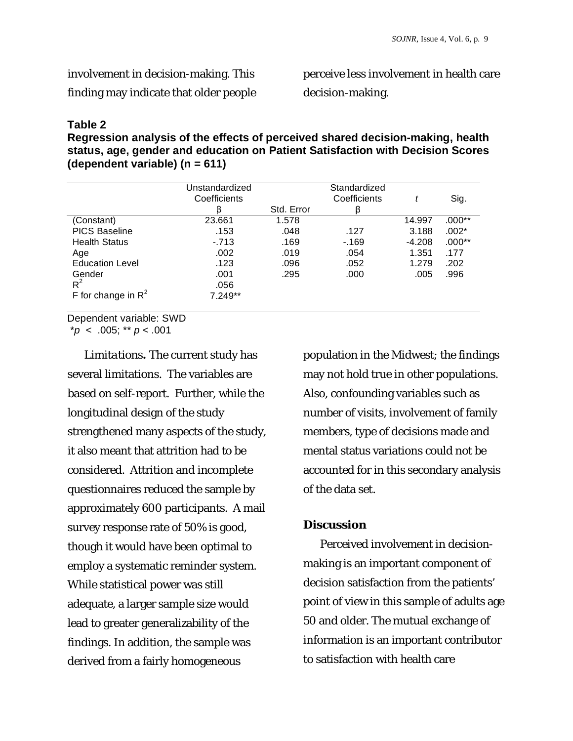involvement in decision-making. This finding may indicate that older people perceive less involvement in health care decision-making.

**Table 2**
**Regression analysis of the effects of perceived shared decision-making, health status, age, gender and education on Patient Satisfaction with Decision Scores (dependent variable) (n = 611)**

| | Unstandardized Coefficients β | Std. Error | Standardized Coefficients β | *t* | Sig. |
|---|---|---|---|---|---|
| (Constant) | 23.661 | 1.578 | | 14.997 | .000** |
| PICS Baseline | .153 | .048 | .127 | 3.188 | .002* |
| Health Status | -.713 | .169 | -.169 | -4.208 | .000** |
| Age | .002 | .019 | .054 | 1.351 | .177 |
| Education Level | .123 | .096 | .052 | 1.279 | .202 |
| Gender | .001 | .295 | .000 | .005 | .996 |
| $R^2$ | .056 | | | | |
| F for change in $R^2$ | 7.249** | | | | |

Dependent variable: SWD
$*p < .005$; $** p < .001$

*Limitations***.** The current study has several limitations. The variables are based on self-report. Further, while the longitudinal design of the study strengthened many aspects of the study, it also meant that attrition had to be considered. Attrition and incomplete questionnaires reduced the sample by approximately 600 participants. A mail survey response rate of 50% is good, though it would have been optimal to employ a systematic reminder system. While statistical power was still adequate, a larger sample size would lead to greater generalizability of the findings. In addition, the sample was derived from a fairly homogeneous population in the Midwest; the findings may not hold true in other populations. Also, confounding variables such as number of visits, involvement of family members, type of decisions made and mental status variations could not be accounted for in this secondary analysis of the data set.

## Discussion

Perceived involvement in decision-making is an important component of decision satisfaction from the patients' point of view in this sample of adults age 50 and older. The mutual exchange of information is an important contributor to satisfaction with health care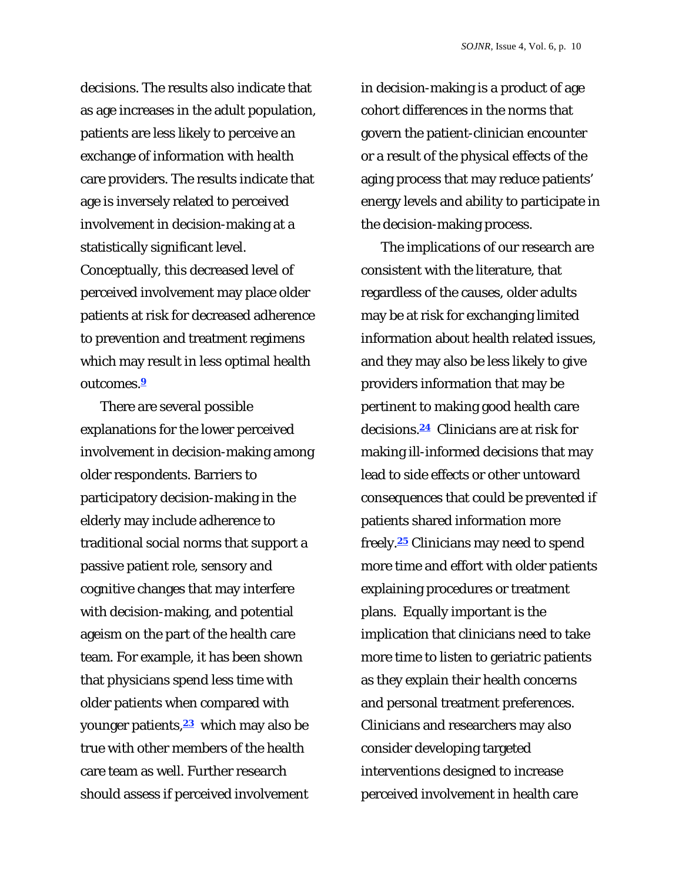decisions. The results also indicate that as age increases in the adult population, patients are less likely to perceive an exchange of information with health care providers. The results indicate that age is inversely related to perceived involvement in decision-making at a statistically significant level. Conceptually, this decreased level of perceived involvement may place older patients at risk for decreased adherence to prevention and treatment regimens which may result in less optimal health outcomes.[9]

There are several possible explanations for the lower perceived involvement in decision-making among older respondents. Barriers to participatory decision-making in the elderly may include adherence to traditional social norms that support a passive patient role, sensory and cognitive changes that may interfere with decision-making, and potential ageism on the part of the health care team. For example, it has been shown that physicians spend less time with older patients when compared with younger patients,[23] which may also be true with other members of the health care team as well. Further research should assess if perceived involvement in decision-making is a product of age cohort differences in the norms that govern the patient-clinician encounter or a result of the physical effects of the aging process that may reduce patients' energy levels and ability to participate in the decision-making process.

The implications of our research are consistent with the literature, that regardless of the causes, older adults may be at risk for exchanging limited information about health related issues, and they may also be less likely to give providers information that may be pertinent to making good health care decisions.[24] Clinicians are at risk for making ill-informed decisions that may lead to side effects or other untoward consequences that could be prevented if patients shared information more freely.[25] Clinicians may need to spend more time and effort with older patients explaining procedures or treatment plans. Equally important is the implication that clinicians need to take more time to listen to geriatric patients as they explain their health concerns and personal treatment preferences. Clinicians and researchers may also consider developing targeted interventions designed to increase perceived involvement in health care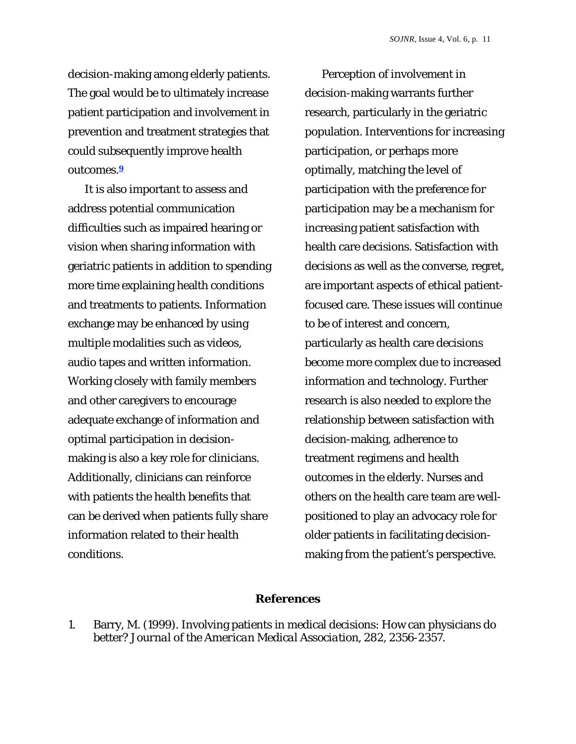decision-making among elderly patients. The goal would be to ultimately increase patient participation and involvement in prevention and treatment strategies that could subsequently improve health outcomes.[9]

It is also important to assess and address potential communication difficulties such as impaired hearing or vision when sharing information with geriatric patients in addition to spending more time explaining health conditions and treatments to patients. Information exchange may be enhanced by using multiple modalities such as videos, audio tapes and written information. Working closely with family members and other caregivers to encourage adequate exchange of information and optimal participation in decision-making is also a key role for clinicians. Additionally, clinicians can reinforce with patients the health benefits that can be derived when patients fully share information related to their health conditions.

Perception of involvement in decision-making warrants further research, particularly in the geriatric population. Interventions for increasing participation, or perhaps more optimally, matching the level of participation with the preference for participation may be a mechanism for increasing patient satisfaction with health care decisions. Satisfaction with decisions as well as the converse, regret, are important aspects of ethical patient-focused care. These issues will continue to be of interest and concern, particularly as health care decisions become more complex due to increased information and technology. Further research is also needed to explore the relationship between satisfaction with decision-making, adherence to treatment regimens and health outcomes in the elderly. Nurses and others on the health care team are well-positioned to play an advocacy role for older patients in facilitating decision-making from the patient's perspective.

## References

1. Barry, M. (1999). Involving patients in medical decisions: How can physicians do better? *Journal of the American Medical Association, 282*, 2356-2357.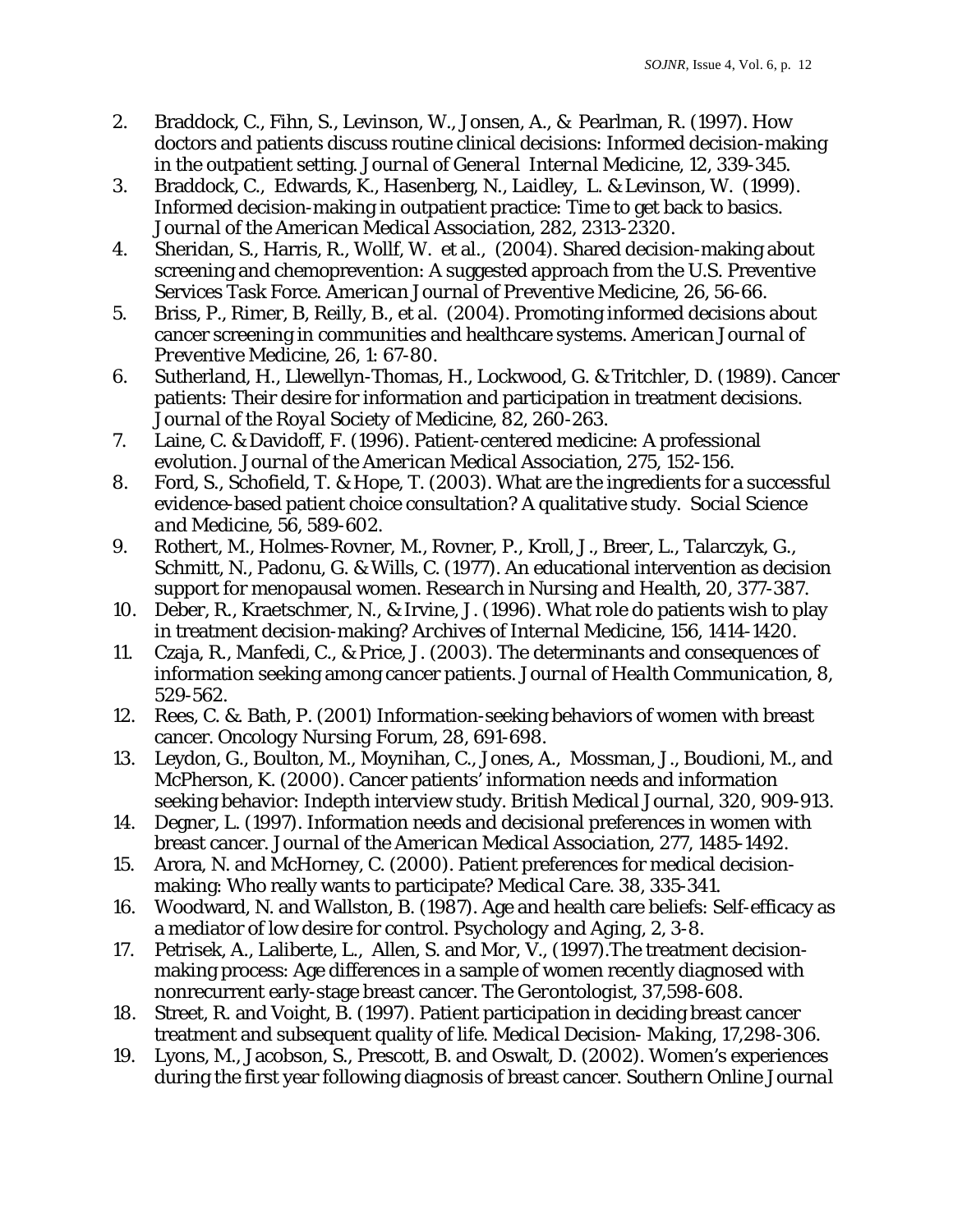2. Braddock, C., Fihn, S., Levinson, W., Jonsen, A., & Pearlman, R. (1997). How doctors and patients discuss routine clinical decisions: Informed decision-making in the outpatient setting. *Journal of General Internal Medicine*, 12, 339-345.
3. Braddock, C., Edwards, K., Hasenberg, N., Laidley, L. & Levinson, W. (1999). Informed decision-making in outpatient practice: Time to get back to basics. *Journal of the American Medical Association*, 282, 2313-2320.
4. Sheridan, S., Harris, R., Wollf, W. et al., (2004). Shared decision-making about screening and chemoprevention: A suggested approach from the U.S. Preventive Services Task Force. *American Journal of Preventive Medicine*, 26, 56-66.
5. Briss, P., Rimer, B, Reilly, B., et al. (2004). Promoting informed decisions about cancer screening in communities and healthcare systems. *American Journal of Preventive Medicine*, 26, 1: 67-80.
6. Sutherland, H., Llewellyn-Thomas, H., Lockwood, G. & Tritchler, D. (1989). Cancer patients: Their desire for information and participation in treatment decisions. *Journal of the Royal Society of Medicine*, 82, 260-263.
7. Laine, C. & Davidoff, F. (1996). Patient-centered medicine: A professional evolution. *Journal of the American Medical Association*, 275, 152-156.
8. Ford, S., Schofield, T. & Hope, T. (2003). What are the ingredients for a successful evidence-based patient choice consultation? A qualitative study. *Social Science and Medicine*, 56, 589-602.
9. Rothert, M., Holmes-Rovner, M., Rovner, P., Kroll, J., Breer, L., Talarczyk, G., Schmitt, N., Padonu, G. & Wills, C. (1977). An educational intervention as decision support for menopausal women. *Research in Nursing and Health*, 20, 377-387.
10. Deber, R., Kraetschmer, N., & Irvine, J. (1996). What role do patients wish to play in treatment decision-making? *Archives of Internal Medicine*, 156, 1414-1420.
11. Czaja, R., Manfedi, C., & Price, J. (2003). The determinants and consequences of information seeking among cancer patients. *Journal of Health Communication*, 8, 529-562.
12. Rees, C. & Bath, P. (2001) Information-seeking behaviors of women with breast cancer. *Oncology Nursing Forum*, 28, 691-698.
13. Leydon, G., Boulton, M., Moynihan, C., Jones, A., Mossman, J., Boudioni, M., and McPherson, K. (2000). Cancer patients' information needs and information seeking behavior: Indepth interview study. *British Medical Journal*, 320, 909-913.
14. Degner, L. (1997). Information needs and decisional preferences in women with breast cancer. *Journal of the American Medical Association*, 277, 1485-1492.
15. Arora, N. and McHorney, C. (2000). Patient preferences for medical decision-making: Who really wants to participate? *Medical Care*. 38, 335-341.
16. Woodward, N. and Wallston, B. (1987). Age and health care beliefs: Self-efficacy as a mediator of low desire for control. *Psychology and Aging*, 2, 3-8.
17. Petrisek, A., Laliberte, L., Allen, S. and Mor, V., (1997).The treatment decision-making process: Age differences in a sample of women recently diagnosed with nonrecurrent early-stage breast cancer. *The Gerontologist*, 37,598-608.
18. Street, R. and Voight, B. (1997). Patient participation in deciding breast cancer treatment and subsequent quality of life. *Medical Decision- Making*, 17,298-306.
19. Lyons, M., Jacobson, S., Prescott, B. and Oswalt, D. (2002). Women's experiences during the first year following diagnosis of breast cancer. *Southern Online Journal*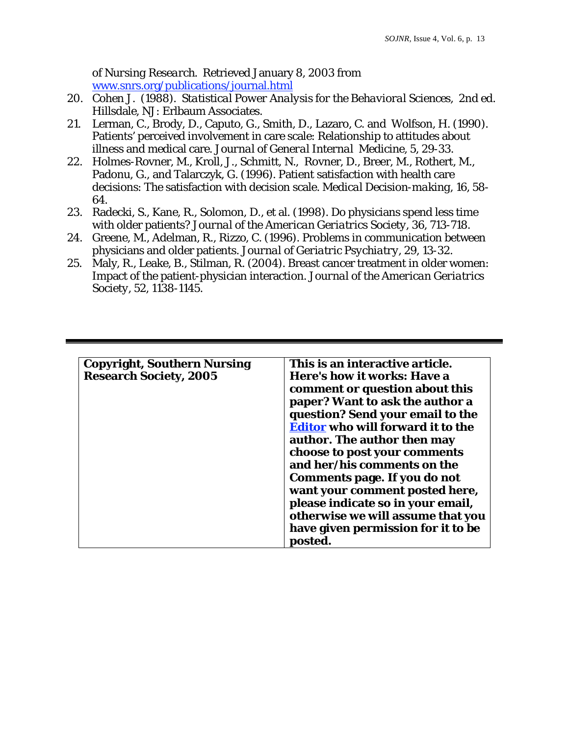of *Nursing Research*. Retrieved January 8, 2003 from [www.snrs.org/publications/journal.html](www.snrs.org/publications/journal.html)

20. Cohen J. (1988). *Statistical Power Analysis for the Behavioral Sciences*, 2nd ed. Hillsdale, NJ: Erlbaum Associates.
21. Lerman, C., Brody, D., Caputo, G., Smith, D., Lazaro, C. and Wolfson, H. (1990). Patients' perceived involvement in care scale: Relationship to attitudes about illness and medical care. *Journal of General Internal Medicine*, 5, 29-33.
22. Holmes-Rovner, M., Kroll, J., Schmitt, N., Rovner, D., Breer, M., Rothert, M., Padonu, G., and Talarczyk, G. (1996). Patient satisfaction with health care decisions: The satisfaction with decision scale. *Medical Decision-making*, 16, 58-64.
23. Radecki, S., Kane, R., Solomon, D., et al. (1998). Do physicians spend less time with older patients? *Journal of the American Geriatrics Society*, 36, 713-718.
24. Greene, M., Adelman, R., Rizzo, C. (1996). Problems in communication between physicians and older patients. *Journal of Geriatric Psychiatry*, 29, 13-32.
25. Maly, R., Leake, B., Stilman, R. (2004). Breast cancer treatment in older women: Impact of the patient-physician interaction. *Journal of the American Geriatrics Society*, 52, 1138-1145.

---

| | |
|---|---|
| **Copyright, Southern Nursing Research Society, 2005** | **This is an interactive article. Here's how it works: Have a comment or question about this paper? Want to ask the author a question? Send your email to the [Editor]() who will forward it to the author. The author then may choose to post your comments and her/his comments on the Comments page. If you do not want your comment posted here, please indicate so in your email, otherwise we will assume that you have given permission for it to be posted.** |